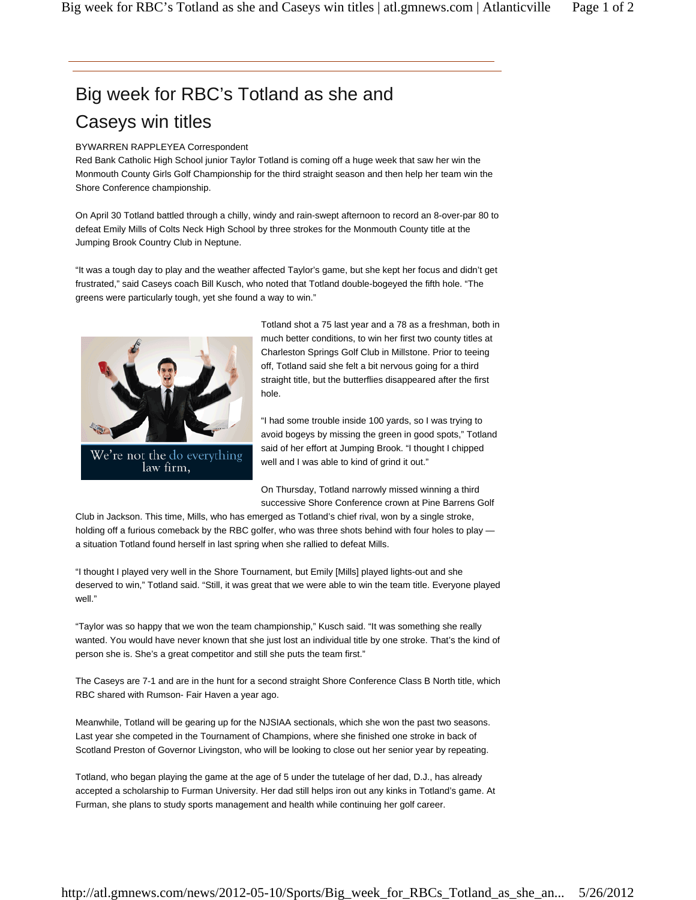# Big week for RBC's Totland as she and Caseys win titles

BYWARREN RAPPLEYEA Correspondent

Red Bank Catholic High School junior Taylor Totland is coming off a huge week that saw her win the Monmouth County Girls Golf Championship for the third straight season and then help her team win the Shore Conference championship.

On April 30 Totland battled through a chilly, windy and rain-swept afternoon to record an 8-over-par 80 to defeat Emily Mills of Colts Neck High School by three strokes for the Monmouth County title at the Jumping Brook Country Club in Neptune.

"It was a tough day to play and the weather affected Taylor's game, but she kept her focus and didn't get frustrated," said Caseys coach Bill Kusch, who noted that Totland double-bogeyed the fifth hole. "The greens were particularly tough, yet she found a way to win."

Totland shot a 75 last year and a 78 as a freshman, both in much better conditions, to win her first two county titles at Charleston Springs Golf Club in Millstone. Prior to teeing off, Totland said she felt a bit nervous going for a third straight title, but the butterflies disappeared after the first hole.

"I had some trouble inside 100 yards, so I was trying to avoid bogeys by missing the green in good spots," Totland said of her effort at Jumping Brook. "I thought I chipped well and I was able to kind of grind it out."

On Thursday, Totland narrowly missed winning a third successive Shore Conference crown at Pine Barrens Golf Club in Jackson. This time, Mills, who has emerged as Totland's chief rival, won by a single stroke, holding off a furious comeback by the RBC golfer, who was three shots behind with four holes to play — a situation Totland found herself in last spring when she rallied to defeat Mills.

"I thought I played very well in the Shore Tournament, but Emily [Mills] played lights-out and she deserved to win," Totland said. "Still, it was great that we were able to win the team title. Everyone played well."

"Taylor was so happy that we won the team championship," Kusch said. "It was something she really wanted. You would have never known that she just lost an individual title by one stroke. That's the kind of person she is. She's a great competitor and still she puts the team first."

The Caseys are 7-1 and are in the hunt for a second straight Shore Conference Class B North title, which RBC shared with Rumson- Fair Haven a year ago.

Meanwhile, Totland will be gearing up for the NJSIAA sectionals, which she won the past two seasons. Last year she competed in the Tournament of Champions, where she finished one stroke in back of Scotland Preston of Governor Livingston, who will be looking to close out her senior year by repeating.

Totland, who began playing the game at the age of 5 under the tutelage of her dad, D.J., has already accepted a scholarship to Furman University. Her dad still helps iron out any kinks in Totland's game. At Furman, she plans to study sports management and health while continuing her golf career.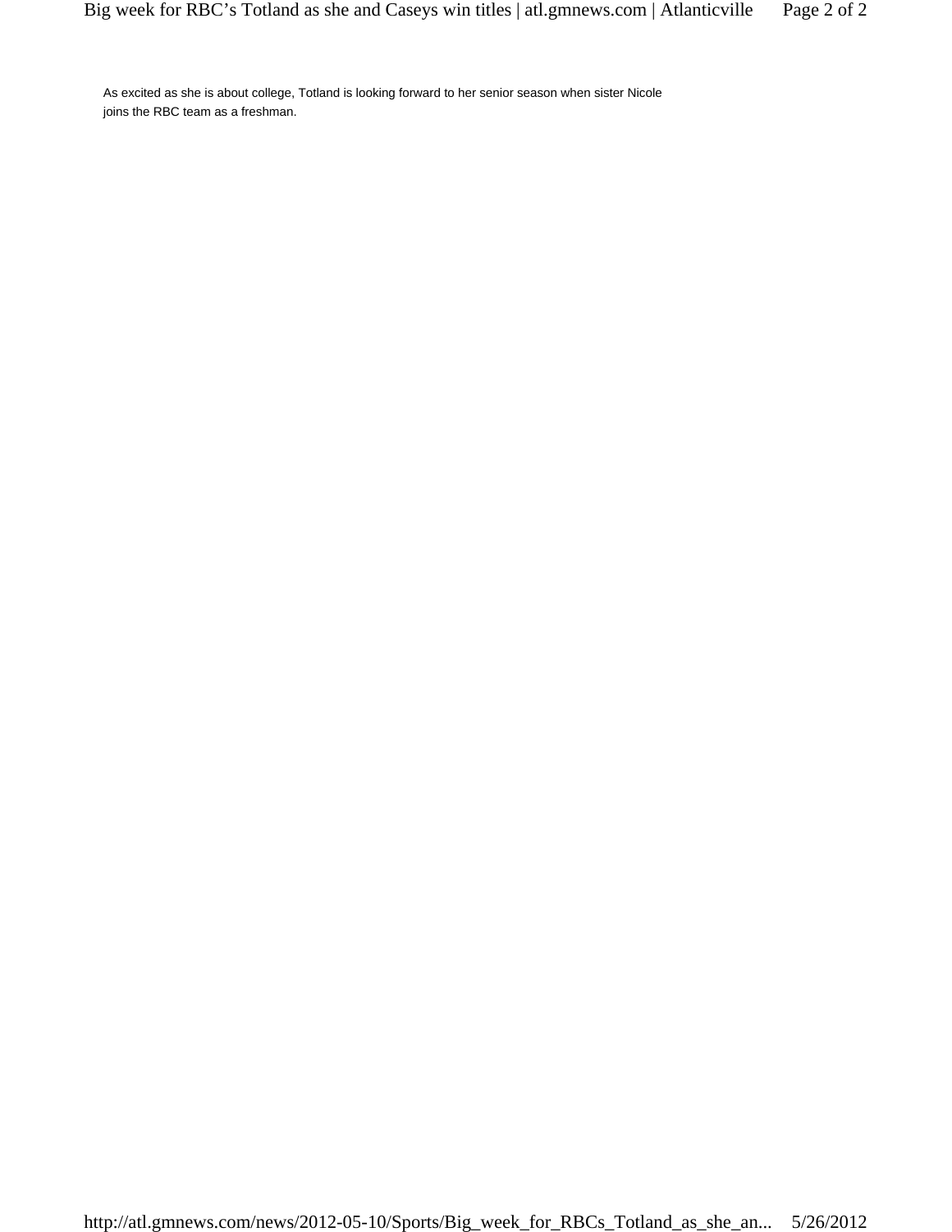As excited as she is about college, Totland is looking forward to her senior season when sister Nicole joins the RBC team as a freshman.